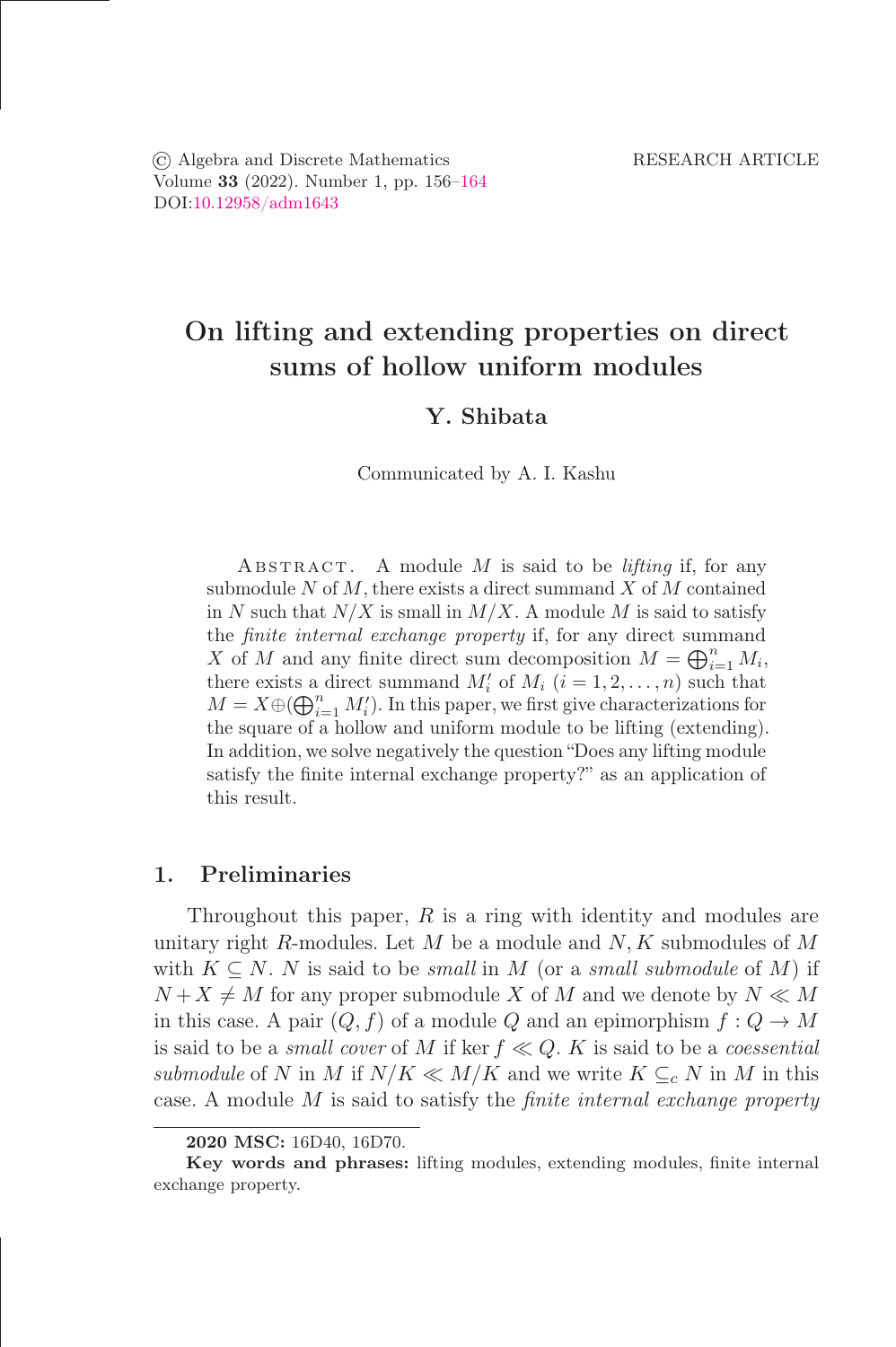© Algebra and Discrete Mathematics
Volume **33** (2022). Number 1, pp. 156–164
DOI:10.12958/adm1643

RESEARCH ARTICLE

# On lifting and extending properties on direct sums of hollow uniform modules

**Y. Shibata**

Communicated by A. I. Kashu

Abstract. A module $M$ is said to be *lifting* if, for any submodule $N$ of $M$, there exists a direct summand $X$ of $M$ contained in $N$ such that $N/X$ is small in $M/X$. A module $M$ is said to satisfy the *finite internal exchange property* if, for any direct summand $X$ of $M$ and any finite direct sum decomposition $M = \bigoplus_{i=1}^{n} M_i$, there exists a direct summand $M_i'$ of $M_i$ $(i = 1, 2, \ldots, n)$ such that $M = X \oplus (\bigoplus_{i=1}^{n} M_i')$. In this paper, we first give characterizations for the square of a hollow and uniform module to be lifting (extending). In addition, we solve negatively the question "Does any lifting module satisfy the finite internal exchange property?" as an application of this result.

## 1. Preliminaries

Throughout this paper, $R$ is a ring with identity and modules are unitary right $R$-modules. Let $M$ be a module and $N, K$ submodules of $M$ with $K \subseteq N$. $N$ is said to be *small* in $M$ (or a *small submodule* of $M$) if $N + X \neq M$ for any proper submodule $X$ of $M$ and we denote by $N \ll M$ in this case. A pair $(Q, f)$ of a module $Q$ and an epimorphism $f : Q \to M$ is said to be a *small cover* of $M$ if $\ker f \ll Q$. $K$ is said to be a *coessential submodule* of $N$ in $M$ if $N/K \ll M/K$ and we write $K \subseteq_c N$ in $M$ in this case. A module $M$ is said to satisfy the *finite internal exchange property*

**2020 MSC:** 16D40, 16D70.

**Key words and phrases:** lifting modules, extending modules, finite internal exchange property.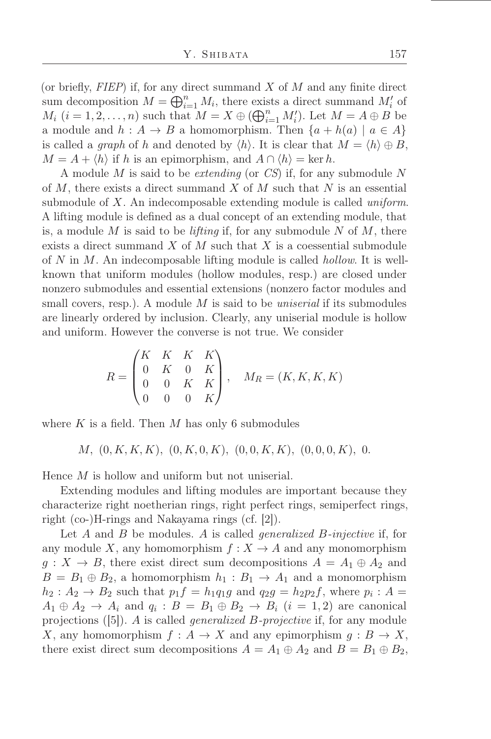(or briefly, *FIEP*) if, for any direct summand $X$ of $M$ and any finite direct sum decomposition $M = \bigoplus_{i=1}^{n} M_i$, there exists a direct summand $M_i'$ of $M_i$ $(i = 1, 2, \ldots, n)$ such that $M = X \oplus (\bigoplus_{i=1}^{n} M_i')$. Let $M = A \oplus B$ be a module and $h : A \to B$ a homomorphism. Then $\{a + h(a) \mid a \in A\}$ is called a *graph* of $h$ and denoted by $\langle h \rangle$. It is clear that $M = \langle h \rangle \oplus B$, $M = A + \langle h \rangle$ if $h$ is an epimorphism, and $A \cap \langle h \rangle = \ker h$.

A module $M$ is said to be *extending* (or *CS*) if, for any submodule $N$ of $M$, there exists a direct summand $X$ of $M$ such that $N$ is an essential submodule of $X$. An indecomposable extending module is called *uniform*. A lifting module is defined as a dual concept of an extending module, that is, a module $M$ is said to be *lifting* if, for any submodule $N$ of $M$, there exists a direct summand $X$ of $M$ such that $X$ is a coessential submodule of $N$ in $M$. An indecomposable lifting module is called *hollow*. It is well-known that uniform modules (hollow modules, resp.) are closed under nonzero submodules and essential extensions (nonzero factor modules and small covers, resp.). A module $M$ is said to be *uniserial* if its submodules are linearly ordered by inclusion. Clearly, any uniserial module is hollow and uniform. However the converse is not true. We consider

$$R = \begin{pmatrix} K & K & K & K \\ 0 & K & 0 & K \\ 0 & 0 & K & K \\ 0 & 0 & 0 & K \end{pmatrix}, \quad M_R = (K, K, K, K)$$

where $K$ is a field. Then $M$ has only 6 submodules

$$M,\ (0, K, K, K),\ (0, K, 0, K),\ (0, 0, K, K),\ (0, 0, 0, K),\ 0.$$

Hence $M$ is hollow and uniform but not uniserial.

Extending modules and lifting modules are important because they characterize right noetherian rings, right perfect rings, semiperfect rings, right (co-)H-rings and Nakayama rings (cf. [2]).

Let $A$ and $B$ be modules. $A$ is called *generalized $B$-injective* if, for any module $X$, any homomorphism $f : X \to A$ and any monomorphism $g : X \to B$, there exist direct sum decompositions $A = A_1 \oplus A_2$ and $B = B_1 \oplus B_2$, a homomorphism $h_1 : B_1 \to A_1$ and a monomorphism $h_2 : A_2 \to B_2$ such that $p_1 f = h_1 q_1 g$ and $q_2 g = h_2 p_2 f$, where $p_i : A = A_1 \oplus A_2 \to A_i$ and $q_i : B = B_1 \oplus B_2 \to B_i$ $(i = 1, 2)$ are canonical projections ([5]). $A$ is called *generalized $B$-projective* if, for any module $X$, any homomorphism $f : A \to X$ and any epimorphism $g : B \to X$, there exist direct sum decompositions $A = A_1 \oplus A_2$ and $B = B_1 \oplus B_2$,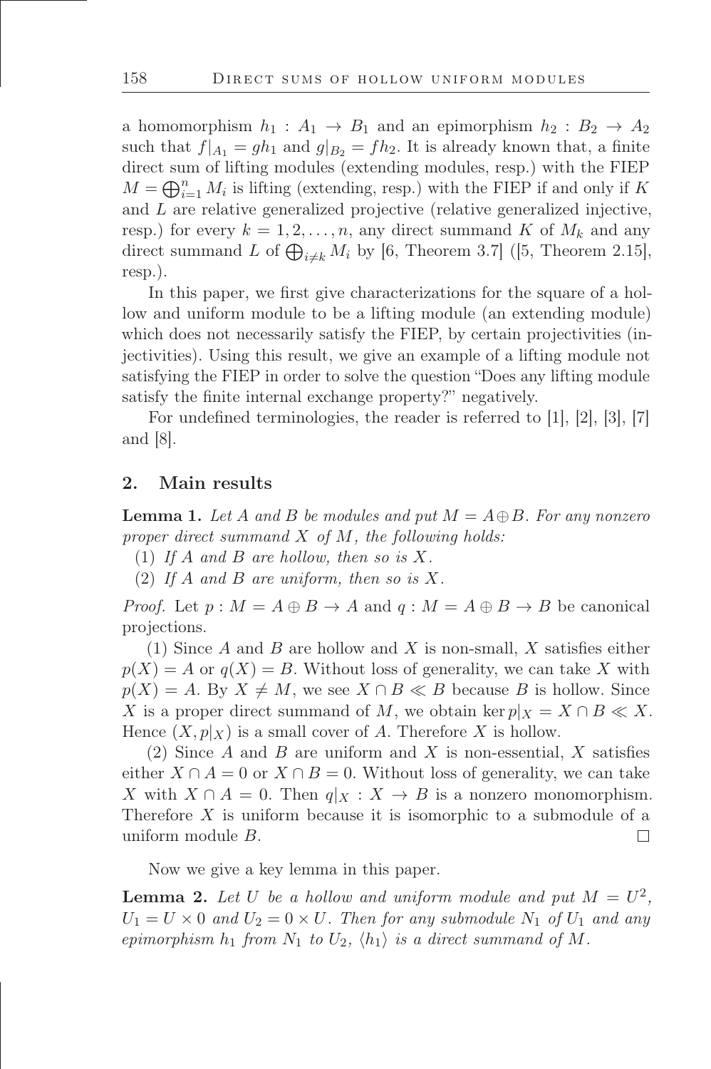a homomorphism $h_1 : A_1 \to B_1$ and an epimorphism $h_2 : B_2 \to A_2$ such that $f|_{A_1} = gh_1$ and $g|_{B_2} = fh_2$. It is already known that, a finite direct sum of lifting modules (extending modules, resp.) with the FIEP $M = \bigoplus_{i=1}^{n} M_i$ is lifting (extending, resp.) with the FIEP if and only if $K$ and $L$ are relative generalized projective (relative generalized injective, resp.) for every $k = 1, 2, \ldots, n$, any direct summand $K$ of $M_k$ and any direct summand $L$ of $\bigoplus_{i \neq k} M_i$ by [6, Theorem 3.7] ([5, Theorem 2.15], resp.).

In this paper, we first give characterizations for the square of a hollow and uniform module to be a lifting module (an extending module) which does not necessarily satisfy the FIEP, by certain projectivities (injectivities). Using this result, we give an example of a lifting module not satisfying the FIEP in order to solve the question "Does any lifting module satisfy the finite internal exchange property?" negatively.

For undefined terminologies, the reader is referred to [1], [2], [3], [7] and [8].

## 2. Main results

**Lemma 1.** *Let $A$ and $B$ be modules and put $M = A \oplus B$. For any nonzero proper direct summand $X$ of $M$, the following holds:*

(1) *If $A$ and $B$ are hollow, then so is $X$.*

(2) *If $A$ and $B$ are uniform, then so is $X$.*

*Proof.* Let $p : M = A \oplus B \to A$ and $q : M = A \oplus B \to B$ be canonical projections.

(1) Since $A$ and $B$ are hollow and $X$ is non-small, $X$ satisfies either $p(X) = A$ or $q(X) = B$. Without loss of generality, we can take $X$ with $p(X) = A$. By $X \neq M$, we see $X \cap B \ll B$ because $B$ is hollow. Since $X$ is a proper direct summand of $M$, we obtain $\ker p|_X = X \cap B \ll X$. Hence $(X, p|_X)$ is a small cover of $A$. Therefore $X$ is hollow.

(2) Since $A$ and $B$ are uniform and $X$ is non-essential, $X$ satisfies either $X \cap A = 0$ or $X \cap B = 0$. Without loss of generality, we can take $X$ with $X \cap A = 0$. Then $q|_X : X \to B$ is a nonzero monomorphism. Therefore $X$ is uniform because it is isomorphic to a submodule of a uniform module $B$. $\square$

Now we give a key lemma in this paper.

**Lemma 2.** *Let $U$ be a hollow and uniform module and put $M = U^2$, $U_1 = U \times 0$ and $U_2 = 0 \times U$. Then for any submodule $N_1$ of $U_1$ and any epimorphism $h_1$ from $N_1$ to $U_2$, $\langle h_1 \rangle$ is a direct summand of $M$.*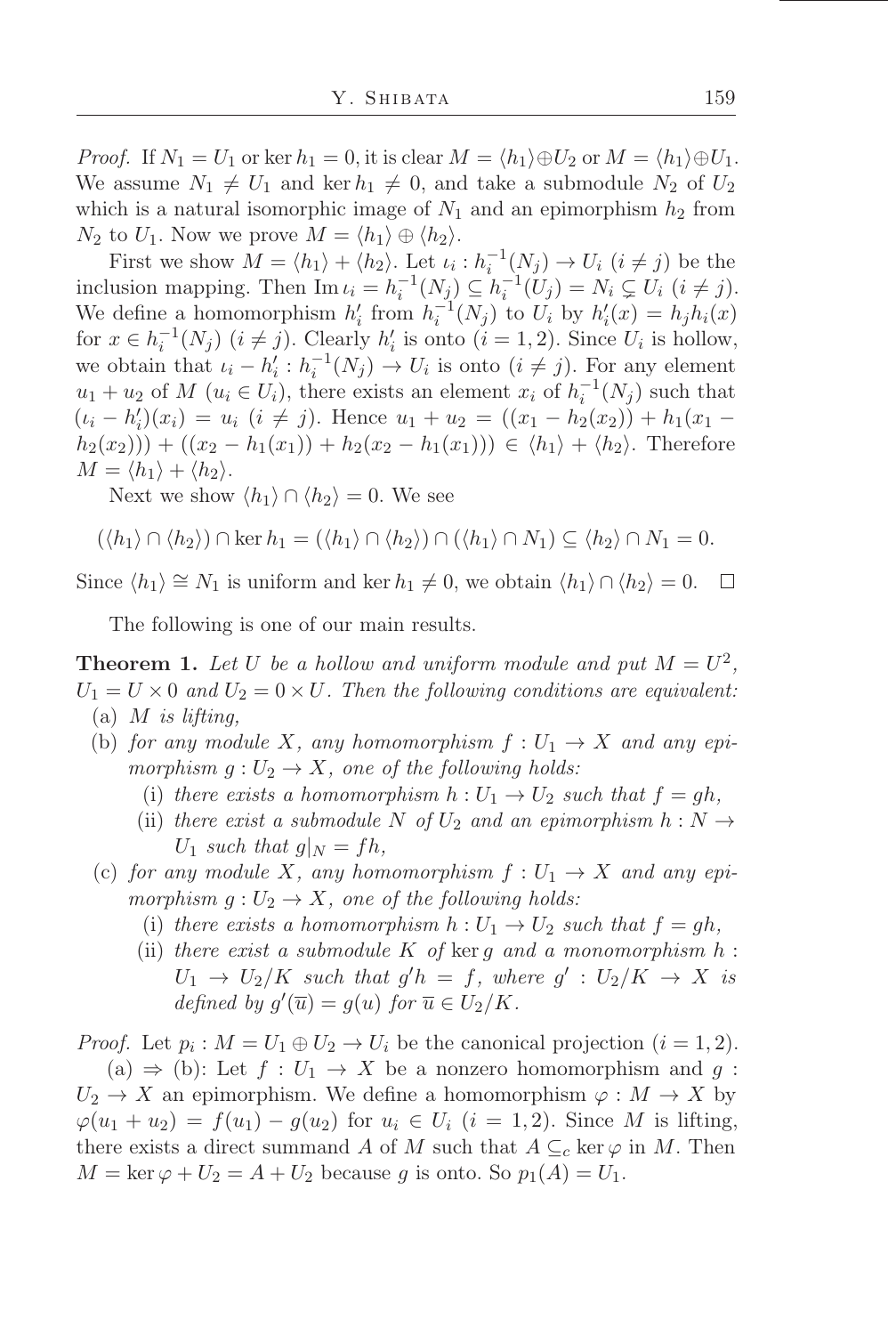*Proof.* If $N_1 = U_1$ or $\ker h_1 = 0$, it is clear $M = \langle h_1 \rangle \oplus U_2$ or $M = \langle h_1 \rangle \oplus U_1$. We assume $N_1 \neq U_1$ and $\ker h_1 \neq 0$, and take a submodule $N_2$ of $U_2$ which is a natural isomorphic image of $N_1$ and an epimorphism $h_2$ from $N_2$ to $U_1$. Now we prove $M = \langle h_1 \rangle \oplus \langle h_2 \rangle$.

First we show $M = \langle h_1 \rangle + \langle h_2 \rangle$. Let $\iota_i : h_i^{-1}(N_j) \to U_i$ $(i \neq j)$ be the inclusion mapping. Then $\operatorname{Im} \iota_i = h_i^{-1}(N_j) \subseteq h_i^{-1}(U_j) = N_i \subsetneq U_i$ $(i \neq j)$. We define a homomorphism $h_i'$ from $h_i^{-1}(N_j)$ to $U_i$ by $h_i'(x) = h_j h_i(x)$ for $x \in h_i^{-1}(N_j)$ $(i \neq j)$. Clearly $h_i'$ is onto $(i = 1, 2)$. Since $U_i$ is hollow, we obtain that $\iota_i - h_i' : h_i^{-1}(N_j) \to U_i$ is onto $(i \neq j)$. For any element $u_1 + u_2$ of $M$ $(u_i \in U_i)$, there exists an element $x_i$ of $h_i^{-1}(N_j)$ such that $(\iota_i - h_i')(x_i) = u_i$ $(i \neq j)$. Hence $u_1 + u_2 = ((x_1 - h_2(x_2)) + h_1(x_1 - h_2(x_2))) + ((x_2 - h_1(x_1)) + h_2(x_2 - h_1(x_1))) \in \langle h_1 \rangle + \langle h_2 \rangle$. Therefore $M = \langle h_1 \rangle + \langle h_2 \rangle$.

Next we show $\langle h_1 \rangle \cap \langle h_2 \rangle = 0$. We see

$$(\langle h_1 \rangle \cap \langle h_2 \rangle) \cap \ker h_1 = (\langle h_1 \rangle \cap \langle h_2 \rangle) \cap (\langle h_1 \rangle \cap N_1) \subseteq \langle h_2 \rangle \cap N_1 = 0.$$

Since $\langle h_1 \rangle \cong N_1$ is uniform and $\ker h_1 \neq 0$, we obtain $\langle h_1 \rangle \cap \langle h_2 \rangle = 0$. $\square$

The following is one of our main results.

**Theorem 1.** *Let $U$ be a hollow and uniform module and put $M = U^2$, $U_1 = U \times 0$ and $U_2 = 0 \times U$. Then the following conditions are equivalent:*

(a) *$M$ is lifting,*

(b) *for any module $X$, any homomorphism $f : U_1 \to X$ and any epimorphism $g : U_2 \to X$, one of the following holds:*
   - (i) *there exists a homomorphism $h : U_1 \to U_2$ such that $f = gh$,*
   - (ii) *there exist a submodule $N$ of $U_2$ and an epimorphism $h : N \to U_1$ such that $g|_N = fh$,*

(c) *for any module $X$, any homomorphism $f : U_1 \to X$ and any epimorphism $g : U_2 \to X$, one of the following holds:*
   - (i) *there exists a homomorphism $h : U_1 \to U_2$ such that $f = gh$,*
   - (ii) *there exist a submodule $K$ of $\ker g$ and a monomorphism $h : U_1 \to U_2/K$ such that $g'h = f$, where $g' : U_2/K \to X$ is defined by $g'(\overline{u}) = g(u)$ for $\overline{u} \in U_2/K$.*

*Proof.* Let $p_i : M = U_1 \oplus U_2 \to U_i$ be the canonical projection $(i = 1, 2)$.

(a) $\Rightarrow$ (b): Let $f : U_1 \to X$ be a nonzero homomorphism and $g : U_2 \to X$ an epimorphism. We define a homomorphism $\varphi : M \to X$ by $\varphi(u_1 + u_2) = f(u_1) - g(u_2)$ for $u_i \in U_i$ $(i = 1, 2)$. Since $M$ is lifting, there exists a direct summand $A$ of $M$ such that $A \subseteq_c \ker \varphi$ in $M$. Then $M = \ker \varphi + U_2 = A + U_2$ because $g$ is onto. So $p_1(A) = U_1$.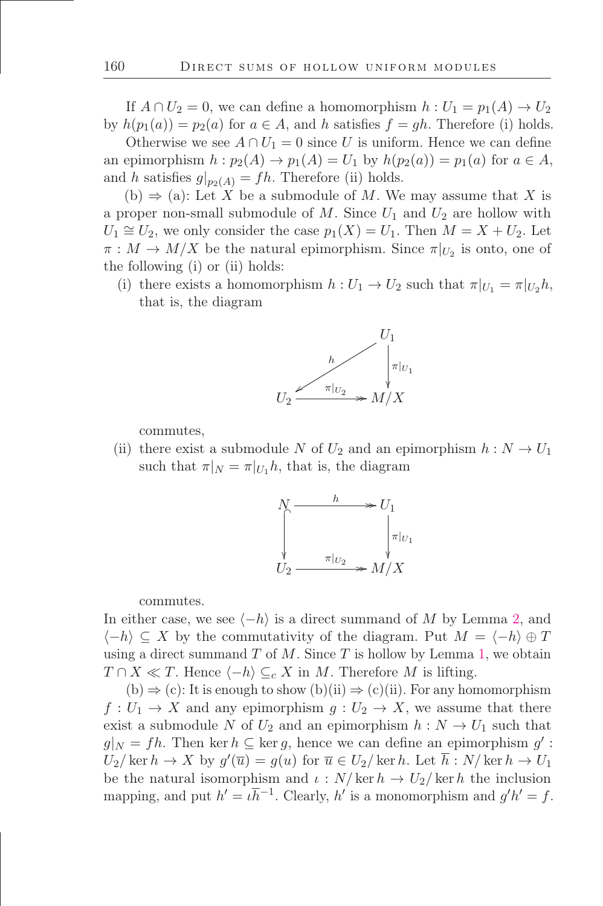If $A \cap U_2 = 0$, we can define a homomorphism $h : U_1 = p_1(A) \to U_2$ by $h(p_1(a)) = p_2(a)$ for $a \in A$, and $h$ satisfies $f = gh$. Therefore (i) holds.

Otherwise we see $A \cap U_1 = 0$ since $U$ is uniform. Hence we can define an epimorphism $h : p_2(A) \to p_1(A) = U_1$ by $h(p_2(a)) = p_1(a)$ for $a \in A$, and $h$ satisfies $g|_{p_2(A)} = fh$. Therefore (ii) holds.

(b) $\Rightarrow$ (a): Let $X$ be a submodule of $M$. We may assume that $X$ is a proper non-small submodule of $M$. Since $U_1$ and $U_2$ are hollow with $U_1 \cong U_2$, we only consider the case $p_1(X) = U_1$. Then $M = X + U_2$. Let $\pi : M \to M/X$ be the natural epimorphism. Since $\pi|_{U_2}$ is onto, one of the following (i) or (ii) holds:

(i) there exists a homomorphism $h : U_1 \to U_2$ such that $\pi|_{U_1} = \pi|_{U_2} h$, that is, the diagram

$$\begin{array}{ccc} & & U_1 \\ & \swarrow^{h} & \downarrow \pi|_{U_1} \\ U_2 & \xrightarrow{\pi|_{U_2}} & M/X \end{array}$$

commutes,

(ii) there exist a submodule $N$ of $U_2$ and an epimorphism $h : N \to U_1$ such that $\pi|_N = \pi|_{U_1} h$, that is, the diagram

$$\begin{array}{ccc} N & \xrightarrow{h} & U_1 \\ \downarrow & & \downarrow \pi|_{U_1} \\ U_2 & \xrightarrow{\pi|_{U_2}} & M/X \end{array}$$

commutes.

In either case, we see $\langle -h \rangle$ is a direct summand of $M$ by Lemma 2, and $\langle -h \rangle \subseteq X$ by the commutativity of the diagram. Put $M = \langle -h \rangle \oplus T$ using a direct summand $T$ of $M$. Since $T$ is hollow by Lemma 1, we obtain $T \cap X \ll T$. Hence $\langle -h \rangle \subseteq_c X$ in $M$. Therefore $M$ is lifting.

(b) $\Rightarrow$ (c): It is enough to show (b)(ii) $\Rightarrow$ (c)(ii). For any homomorphism $f : U_1 \to X$ and any epimorphism $g : U_2 \to X$, we assume that there exist a submodule $N$ of $U_2$ and an epimorphism $h : N \to U_1$ such that $g|_N = fh$. Then $\ker h \subseteq \ker g$, hence we can define an epimorphism $g' : U_2/\ker h \to X$ by $g'(\overline{u}) = g(u)$ for $\overline{u} \in U_2/\ker h$. Let $\overline{h} : N/\ker h \to U_1$ be the natural isomorphism and $\iota : N/\ker h \to U_2/\ker h$ the inclusion mapping, and put $h' = \iota \overline{h}^{-1}$. Clearly, $h'$ is a monomorphism and $g'h' = f$.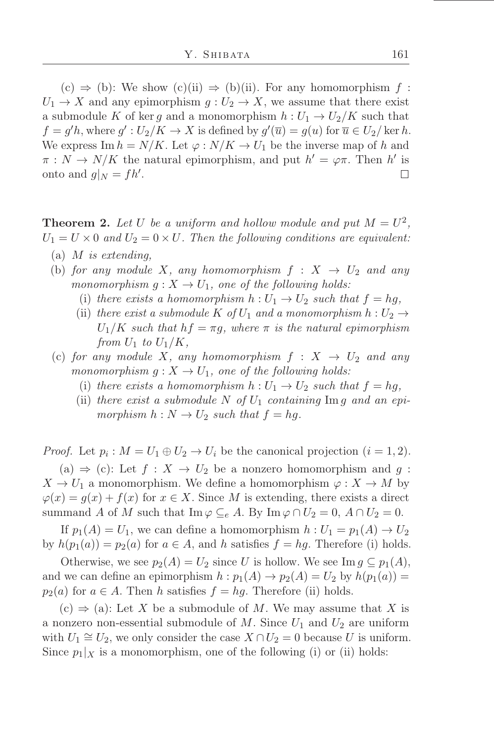(c) $\Rightarrow$ (b): We show (c)(ii) $\Rightarrow$ (b)(ii). For any homomorphism $f : U_1 \to X$ and any epimorphism $g : U_2 \to X$, we assume that there exist a submodule $K$ of $\ker g$ and a monomorphism $h : U_1 \to U_2/K$ such that $f = g'h$, where $g' : U_2/K \to X$ is defined by $g'(\overline{u}) = g(u)$ for $\overline{u} \in U_2/\ker h$. We express $\operatorname{Im} h = N/K$. Let $\varphi : N/K \to U_1$ be the inverse map of $h$ and $\pi : N \to N/K$ the natural epimorphism, and put $h' = \varphi\pi$. Then $h'$ is onto and $g|_N = fh'$. $\square$

**Theorem 2.** *Let $U$ be a uniform and hollow module and put $M = U^2$, $U_1 = U \times 0$ and $U_2 = 0 \times U$. Then the following conditions are equivalent:*

- (a) *$M$ is extending,*
- (b) *for any module $X$, any homomorphism $f : X \to U_2$ and any monomorphism $g : X \to U_1$, one of the following holds:*
  - (i) *there exists a homomorphism $h : U_1 \to U_2$ such that $f = hg$,*
  - (ii) *there exist a submodule $K$ of $U_1$ and a monomorphism $h : U_2 \to U_1/K$ such that $hf = \pi g$, where $\pi$ is the natural epimorphism from $U_1$ to $U_1/K$,*
- (c) *for any module $X$, any homomorphism $f : X \to U_2$ and any monomorphism $g : X \to U_1$, one of the following holds:*
  - (i) *there exists a homomorphism $h : U_1 \to U_2$ such that $f = hg$,*
  - (ii) *there exist a submodule $N$ of $U_1$ containing $\operatorname{Im} g$ and an epimorphism $h : N \to U_2$ such that $f = hg$.*

*Proof.* Let $p_i : M = U_1 \oplus U_2 \to U_i$ be the canonical projection ($i = 1, 2$).

(a) $\Rightarrow$ (c): Let $f : X \to U_2$ be a nonzero homomorphism and $g : X \to U_1$ a monomorphism. We define a homomorphism $\varphi : X \to M$ by $\varphi(x) = g(x) + f(x)$ for $x \in X$. Since $M$ is extending, there exists a direct summand $A$ of $M$ such that $\operatorname{Im} \varphi \subseteq_e A$. By $\operatorname{Im} \varphi \cap U_2 = 0$, $A \cap U_2 = 0$.

If $p_1(A) = U_1$, we can define a homomorphism $h : U_1 = p_1(A) \to U_2$ by $h(p_1(a)) = p_2(a)$ for $a \in A$, and $h$ satisfies $f = hg$. Therefore (i) holds.

Otherwise, we see $p_2(A) = U_2$ since $U$ is hollow. We see $\operatorname{Im} g \subseteq p_1(A)$, and we can define an epimorphism $h : p_1(A) \to p_2(A) = U_2$ by $h(p_1(a)) = p_2(a)$ for $a \in A$. Then $h$ satisfies $f = hg$. Therefore (ii) holds.

(c) $\Rightarrow$ (a): Let $X$ be a submodule of $M$. We may assume that $X$ is a nonzero non-essential submodule of $M$. Since $U_1$ and $U_2$ are uniform with $U_1 \cong U_2$, we only consider the case $X \cap U_2 = 0$ because $U$ is uniform. Since $p_1|_X$ is a monomorphism, one of the following (i) or (ii) holds: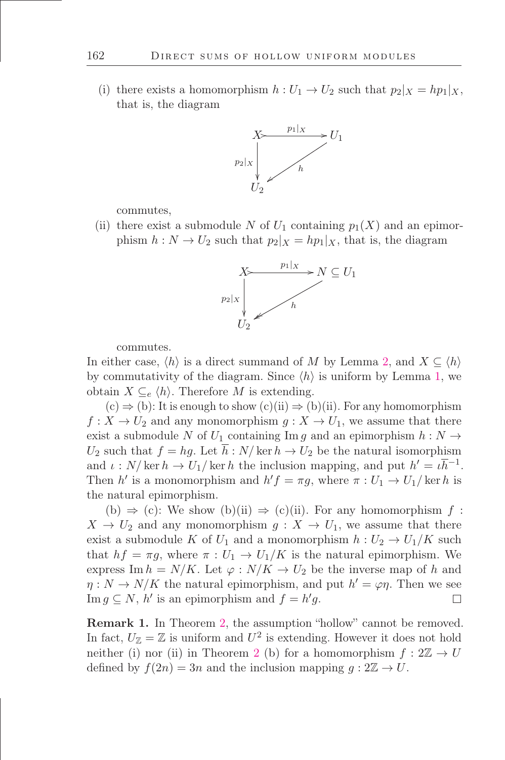(i) there exists a homomorphism $h : U_1 \to U_2$ such that $p_2|_X = hp_1|_X$, that is, the diagram

$$\begin{array}{ccc} X & \xrightarrow{p_1|_X} & U_1 \\ {\scriptstyle p_2|_X}\downarrow & \swarrow{\scriptstyle h} & \\ U_2 & & \end{array}$$

commutes,

(ii) there exist a submodule $N$ of $U_1$ containing $p_1(X)$ and an epimorphism $h : N \to U_2$ such that $p_2|_X = hp_1|_X$, that is, the diagram

$$\begin{array}{ccc} X & \xrightarrow{p_1|_X} & N \subseteq U_1 \\ {\scriptstyle p_2|_X}\downarrow & \swarrow{\scriptstyle h} & \\ U_2 & & \end{array}$$

commutes.

In either case, $\langle h \rangle$ is a direct summand of $M$ by Lemma 2, and $X \subseteq \langle h \rangle$ by commutativity of the diagram. Since $\langle h \rangle$ is uniform by Lemma 1, we obtain $X \subseteq_e \langle h \rangle$. Therefore $M$ is extending.

(c) $\Rightarrow$ (b): It is enough to show (c)(ii) $\Rightarrow$ (b)(ii). For any homomorphism $f : X \to U_2$ and any monomorphism $g : X \to U_1$, we assume that there exist a submodule $N$ of $U_1$ containing $\operatorname{Im} g$ and an epimorphism $h : N \to U_2$ such that $f = hg$. Let $\overline{h} : N/\ker h \to U_2$ be the natural isomorphism and $\iota : N/\ker h \to U_1/\ker h$ the inclusion mapping, and put $h' = \iota\overline{h}^{-1}$. Then $h'$ is a monomorphism and $h'f = \pi g$, where $\pi : U_1 \to U_1/\ker h$ is the natural epimorphism.

(b) $\Rightarrow$ (c): We show (b)(ii) $\Rightarrow$ (c)(ii). For any homomorphism $f : X \to U_2$ and any monomorphism $g : X \to U_1$, we assume that there exist a submodule $K$ of $U_1$ and a monomorphism $h : U_2 \to U_1/K$ such that $hf = \pi g$, where $\pi : U_1 \to U_1/K$ is the natural epimorphism. We express $\operatorname{Im} h = N/K$. Let $\varphi : N/K \to U_2$ be the inverse map of $h$ and $\eta : N \to N/K$ the natural epimorphism, and put $h' = \varphi\eta$. Then we see $\operatorname{Im} g \subseteq N$, $h'$ is an epimorphism and $f = h'g$. $\square$

**Remark 1.** In Theorem 2, the assumption "hollow" cannot be removed. In fact, $U_{\mathbb{Z}} = \mathbb{Z}$ is uniform and $U^2$ is extending. However it does not hold neither (i) nor (ii) in Theorem 2 (b) for a homomorphism $f : 2\mathbb{Z} \to U$ defined by $f(2n) = 3n$ and the inclusion mapping $g : 2\mathbb{Z} \to U$.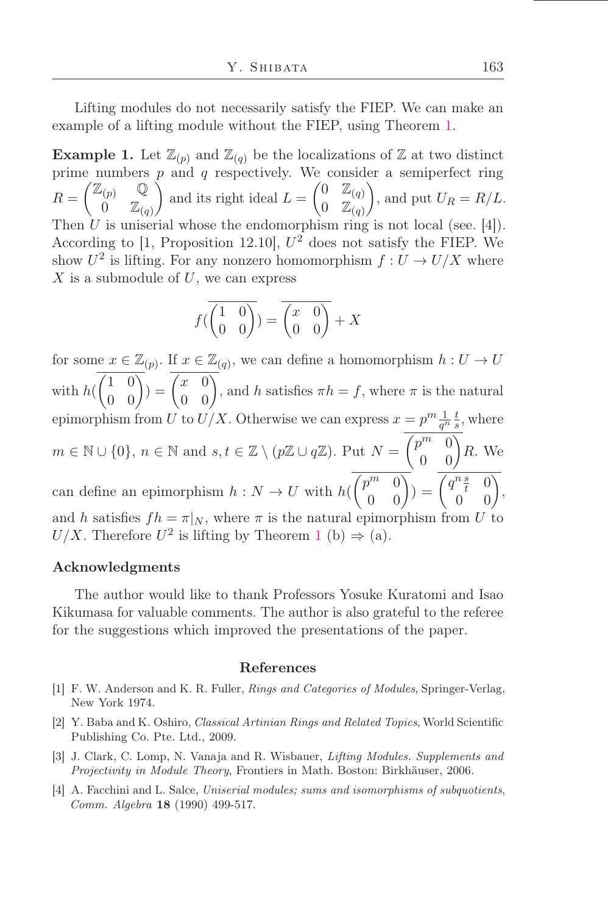Lifting modules do not necessarily satisfy the FIEP. We can make an example of a lifting module without the FIEP, using Theorem 1.

**Example 1.** Let $\mathbb{Z}_{(p)}$ and $\mathbb{Z}_{(q)}$ be the localizations of $\mathbb{Z}$ at two distinct prime numbers $p$ and $q$ respectively. We consider a semiperfect ring $R = \begin{pmatrix} \mathbb{Z}_{(p)} & \mathbb{Q} \\ 0 & \mathbb{Z}_{(q)} \end{pmatrix}$ and its right ideal $L = \begin{pmatrix} 0 & \mathbb{Z}_{(q)} \\ 0 & \mathbb{Z}_{(q)} \end{pmatrix}$, and put $U_R = R/L$. Then $U$ is uniserial whose the endomorphism ring is not local (see. [4]). According to [1, Proposition 12.10], $U^2$ does not satisfy the FIEP. We show $U^2$ is lifting. For any nonzero homomorphism $f : U \to U/X$ where $X$ is a submodule of $U$, we can express

$$f(\overline{\begin{pmatrix} 1 & 0 \\ 0 & 0 \end{pmatrix}}) = \overline{\begin{pmatrix} x & 0 \\ 0 & 0 \end{pmatrix}} + X$$

for some $x \in \mathbb{Z}_{(p)}$. If $x \in \mathbb{Z}_{(q)}$, we can define a homomorphism $h : U \to U$ with $h(\overline{\begin{pmatrix} 1 & 0 \\ 0 & 0 \end{pmatrix}}) = \overline{\begin{pmatrix} x & 0 \\ 0 & 0 \end{pmatrix}}$, and $h$ satisfies $\pi h = f$, where $\pi$ is the natural epimorphism from $U$ to $U/X$. Otherwise we can express $x = p^m \frac{1}{q^n} \frac{t}{s}$, where $m \in \mathbb{N} \cup \{0\}$, $n \in \mathbb{N}$ and $s, t \in \mathbb{Z} \setminus (p\mathbb{Z} \cup q\mathbb{Z})$. Put $N = \overline{\begin{pmatrix} p^m & 0 \\ 0 & 0 \end{pmatrix}} R$. We can define an epimorphism $h : N \to U$ with $h(\overline{\begin{pmatrix} p^m & 0 \\ 0 & 0 \end{pmatrix}}) = \overline{\begin{pmatrix} q^n \frac{s}{t} & 0 \\ 0 & 0 \end{pmatrix}}$, and $h$ satisfies $fh = \pi|_N$, where $\pi$ is the natural epimorphism from $U$ to $U/X$. Therefore $U^2$ is lifting by Theorem 1 (b) $\Rightarrow$ (a).

## Acknowledgments

The author would like to thank Professors Yosuke Kuratomi and Isao Kikumasa for valuable comments. The author is also grateful to the referee for the suggestions which improved the presentations of the paper.

## References

[1] F. W. Anderson and K. R. Fuller, *Rings and Categories of Modules*, Springer-Verlag, New York 1974.

[2] Y. Baba and K. Oshiro, *Classical Artinian Rings and Related Topics*, World Scientific Publishing Co. Pte. Ltd., 2009.

[3] J. Clark, C. Lomp, N. Vanaja and R. Wisbauer, *Lifting Modules. Supplements and Projectivity in Module Theory*, Frontiers in Math. Boston: Birkhäuser, 2006.

[4] A. Facchini and L. Salce, *Uniserial modules; sums and isomorphisms of subquotients*, *Comm. Algebra* **18** (1990) 499-517.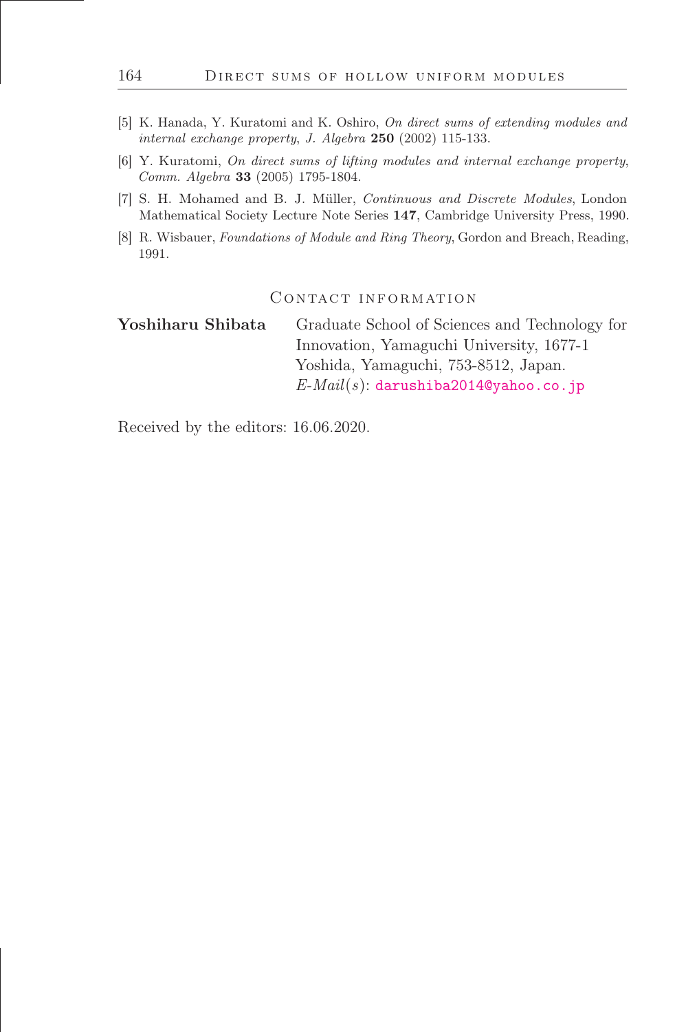[5] K. Hanada, Y. Kuratomi and K. Oshiro, *On direct sums of extending modules and internal exchange property*, *J. Algebra* **250** (2002) 115-133.

[6] Y. Kuratomi, *On direct sums of lifting modules and internal exchange property*, *Comm. Algebra* **33** (2005) 1795-1804.

[7] S. H. Mohamed and B. J. Müller, *Continuous and Discrete Modules*, London Mathematical Society Lecture Note Series **147**, Cambridge University Press, 1990.

[8] R. Wisbauer, *Foundations of Module and Ring Theory*, Gordon and Breach, Reading, 1991.

## Contact information

**Yoshiharu Shibata** Graduate School of Sciences and Technology for Innovation, Yamaguchi University, 1677-1 Yoshida, Yamaguchi, 753-8512, Japan.
*E-Mail(s)*: darushiba2014@yahoo.co.jp

Received by the editors: 16.06.2020.